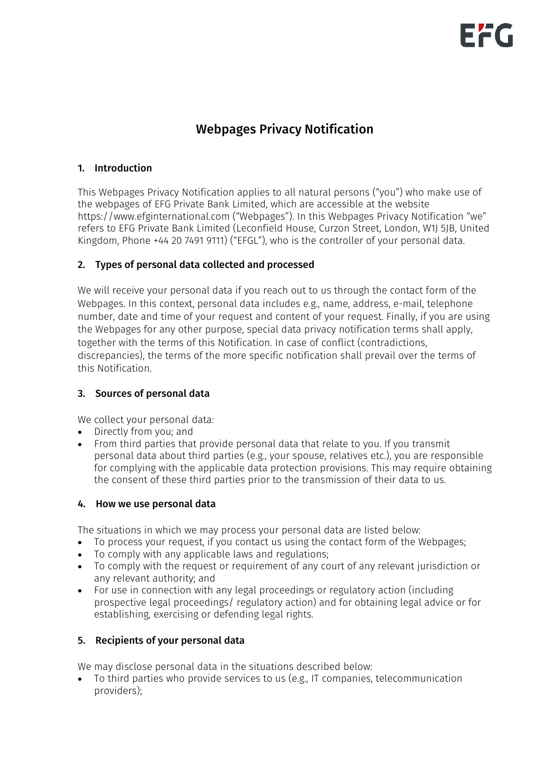# Webpages Privacy Notification

## 1. Introduction

This Webpages Privacy Notification applies to all natural persons ("you") who make use of the webpages of EFG Private Bank Limited, which are accessible at the website https://www.efginternational.com ("Webpages"). In this Webpages Privacy Notification "we" refers to EFG Private Bank Limited (Leconfield House, Curzon Street, London, W1J 5JB, United Kingdom, Phone +44 20 7491 9111) ("EFGL"), who is the controller of your personal data.

## 2. Types of personal data collected and processed

We will receive your personal data if you reach out to us through the contact form of the Webpages. In this context, personal data includes e.g., name, address, e-mail, telephone number, date and time of your request and content of your request. Finally, if you are using the Webpages for any other purpose, special data privacy notification terms shall apply, together with the terms of this Notification. In case of conflict (contradictions, discrepancies), the terms of the more specific notification shall prevail over the terms of this Notification.

## 3. Sources of personal data

We collect your personal data:

- Directly from you; and
- From third parties that provide personal data that relate to you. If you transmit personal data about third parties (e.g., your spouse, relatives etc.), you are responsible for complying with the applicable data protection provisions. This may require obtaining the consent of these third parties prior to the transmission of their data to us.

## 4. How we use personal data

The situations in which we may process your personal data are listed below:

- To process your request, if you contact us using the contact form of the Webpages;
- To comply with any applicable laws and regulations;
- To comply with the request or requirement of any court of any relevant jurisdiction or any relevant authority; and
- For use in connection with any legal proceedings or regulatory action (including prospective legal proceedings/ regulatory action) and for obtaining legal advice or for establishing, exercising or defending legal rights.

## 5. Recipients of your personal data

We may disclose personal data in the situations described below:

- To third parties who provide services to us (e.g., IT companies, telecommunication providers);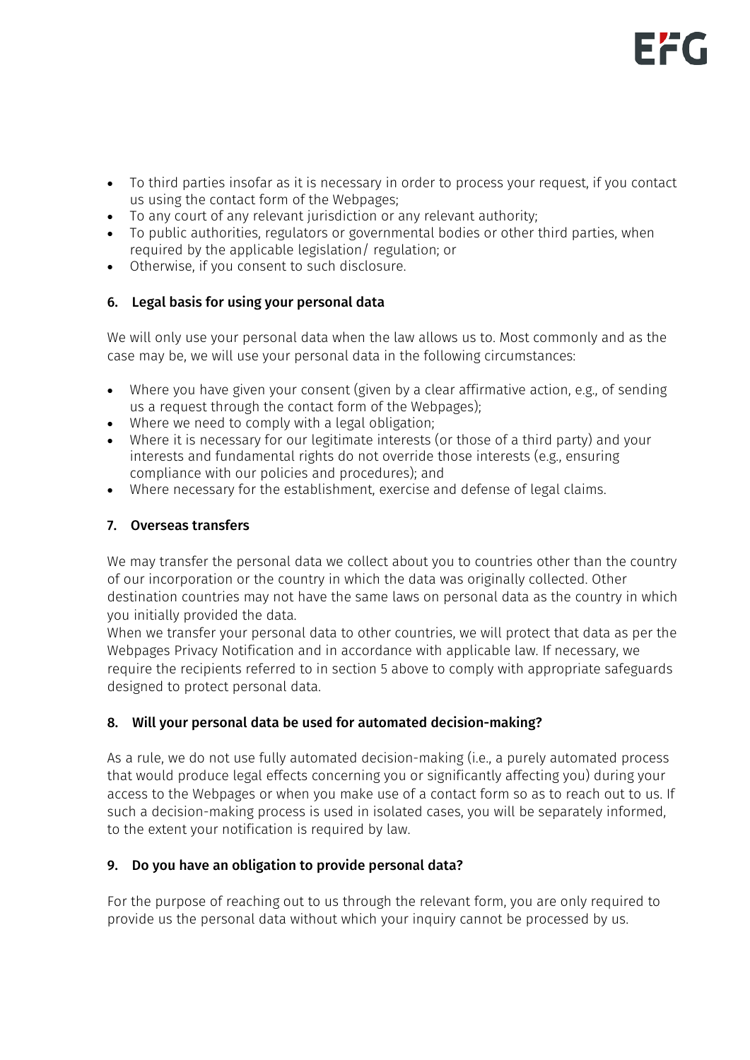- To third parties insofar as it is necessary in order to process your request, if you contact us using the contact form of the Webpages;
- To any court of any relevant jurisdiction or any relevant authority;
- To public authorities, regulators or governmental bodies or other third parties, when required by the applicable legislation/ regulation; or
- Otherwise, if you consent to such disclosure.

## 6. Legal basis for using your personal data

We will only use your personal data when the law allows us to. Most commonly and as the case may be, we will use your personal data in the following circumstances:

- Where you have given your consent (given by a clear affirmative action, e.g., of sending us a request through the contact form of the Webpages);
- Where we need to comply with a legal obligation;
- Where it is necessary for our legitimate interests (or those of a third party) and your interests and fundamental rights do not override those interests (e.g., ensuring compliance with our policies and procedures); and
- Where necessary for the establishment, exercise and defense of legal claims.

## 7. Overseas transfers

We may transfer the personal data we collect about you to countries other than the country of our incorporation or the country in which the data was originally collected. Other destination countries may not have the same laws on personal data as the country in which you initially provided the data.
When we transfer your personal data to other countries, we will protect that data as per the Webpages Privacy Notification and in accordance with applicable law. If necessary, we require the recipients referred to in section 5 above to comply with appropriate safeguards designed to protect personal data.

## 8. Will your personal data be used for automated decision-making?

As a rule, we do not use fully automated decision-making (i.e., a purely automated process that would produce legal effects concerning you or significantly affecting you) during your access to the Webpages or when you make use of a contact form so as to reach out to us. If such a decision-making process is used in isolated cases, you will be separately informed, to the extent your notification is required by law.

## 9. Do you have an obligation to provide personal data?

For the purpose of reaching out to us through the relevant form, you are only required to provide us the personal data without which your inquiry cannot be processed by us.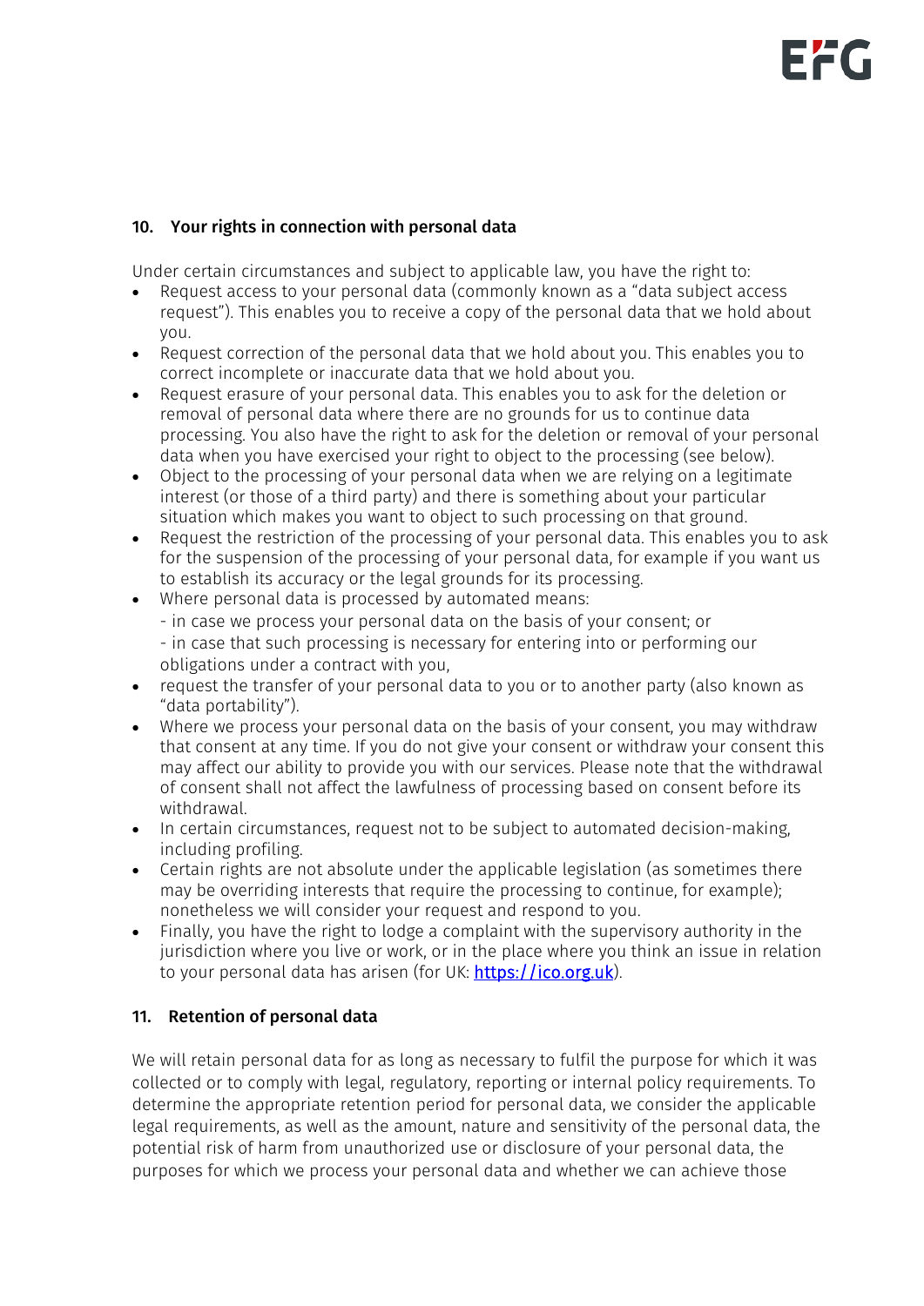## 10. Your rights in connection with personal data

Under certain circumstances and subject to applicable law, you have the right to:

- Request access to your personal data (commonly known as a "data subject access request"). This enables you to receive a copy of the personal data that we hold about you.
- Request correction of the personal data that we hold about you. This enables you to correct incomplete or inaccurate data that we hold about you.
- Request erasure of your personal data. This enables you to ask for the deletion or removal of personal data where there are no grounds for us to continue data processing. You also have the right to ask for the deletion or removal of your personal data when you have exercised your right to object to the processing (see below).
- Object to the processing of your personal data when we are relying on a legitimate interest (or those of a third party) and there is something about your particular situation which makes you want to object to such processing on that ground.
- Request the restriction of the processing of your personal data. This enables you to ask for the suspension of the processing of your personal data, for example if you want us to establish its accuracy or the legal grounds for its processing.
- Where personal data is processed by automated means:
  - in case we process your personal data on the basis of your consent; or
  - in case that such processing is necessary for entering into or performing our obligations under a contract with you,
- request the transfer of your personal data to you or to another party (also known as "data portability").
- Where we process your personal data on the basis of your consent, you may withdraw that consent at any time. If you do not give your consent or withdraw your consent this may affect our ability to provide you with our services. Please note that the withdrawal of consent shall not affect the lawfulness of processing based on consent before its withdrawal.
- In certain circumstances, request not to be subject to automated decision-making, including profiling.
- Certain rights are not absolute under the applicable legislation (as sometimes there may be overriding interests that require the processing to continue, for example); nonetheless we will consider your request and respond to you.
- Finally, you have the right to lodge a complaint with the supervisory authority in the jurisdiction where you live or work, or in the place where you think an issue in relation to your personal data has arisen (for UK: https://ico.org.uk).

## 11. Retention of personal data

We will retain personal data for as long as necessary to fulfil the purpose for which it was collected or to comply with legal, regulatory, reporting or internal policy requirements. To determine the appropriate retention period for personal data, we consider the applicable legal requirements, as well as the amount, nature and sensitivity of the personal data, the potential risk of harm from unauthorized use or disclosure of your personal data, the purposes for which we process your personal data and whether we can achieve those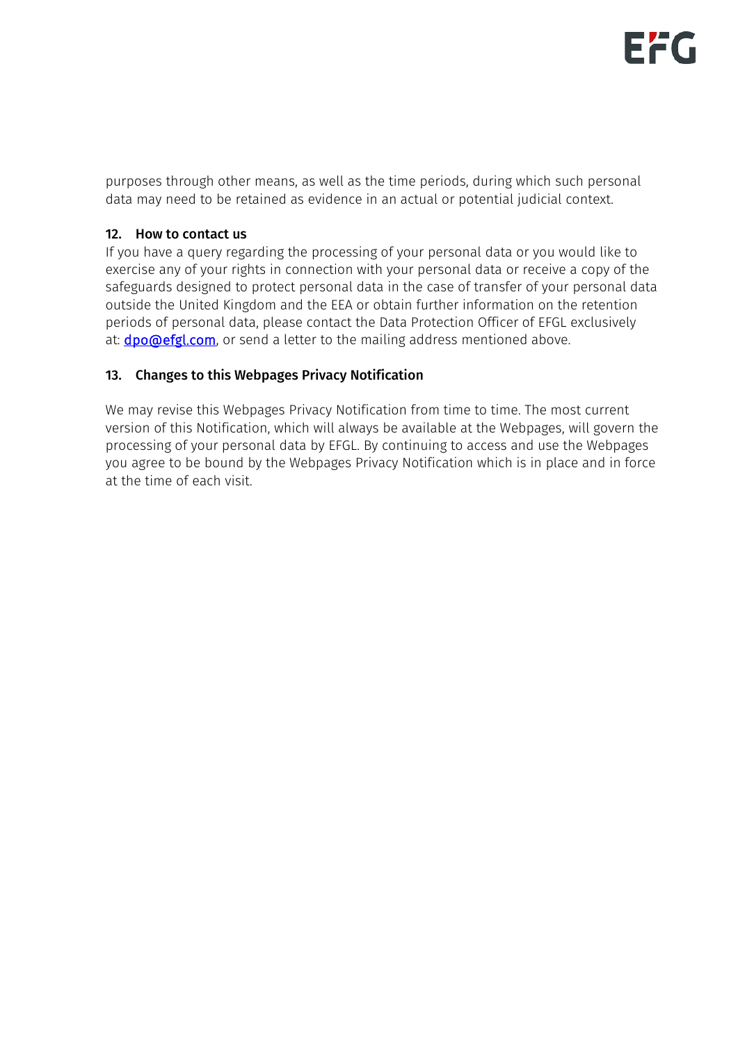purposes through other means, as well as the time periods, during which such personal data may need to be retained as evidence in an actual or potential judicial context.

### 12. How to contact us

If you have a query regarding the processing of your personal data or you would like to exercise any of your rights in connection with your personal data or receive a copy of the safeguards designed to protect personal data in the case of transfer of your personal data outside the United Kingdom and the EEA or obtain further information on the retention periods of personal data, please contact the Data Protection Officer of EFGL exclusively at: dpo@efgl.com, or send a letter to the mailing address mentioned above.

### 13. Changes to this Webpages Privacy Notification

We may revise this Webpages Privacy Notification from time to time. The most current version of this Notification, which will always be available at the Webpages, will govern the processing of your personal data by EFGL. By continuing to access and use the Webpages you agree to be bound by the Webpages Privacy Notification which is in place and in force at the time of each visit.